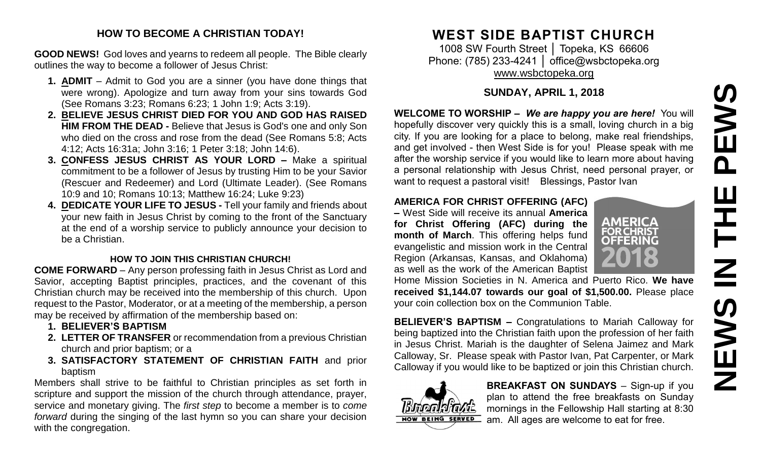## HOW TO BECOME A CHRISTIAN TODAY!

**GOOD NEWS!** God loves and yearns to redeem all people. The Bible clearly outlines the way to become a follower of Jesus Christ:

1. **ADMIT** – Admit to God you are a sinner (you have done things that were wrong). Apologize and turn away from your sins towards God (See Romans 3:23; Romans 6:23; 1 John 1:9; Acts 3:19).
2. **BELIEVE JESUS CHRIST DIED FOR YOU AND GOD HAS RAISED HIM FROM THE DEAD -** Believe that Jesus is God's one and only Son who died on the cross and rose from the dead (See Romans 5:8; Acts 4:12; Acts 16:31a; John 3:16; 1 Peter 3:18; John 14:6).
3. **CONFESS JESUS CHRIST AS YOUR LORD –** Make a spiritual commitment to be a follower of Jesus by trusting Him to be your Savior (Rescuer and Redeemer) and Lord (Ultimate Leader). (See Romans 10:9 and 10; Romans 10:13; Matthew 16:24; Luke 9:23)
4. **DEDICATE YOUR LIFE TO JESUS -** Tell your family and friends about your new faith in Jesus Christ by coming to the front of the Sanctuary at the end of a worship service to publicly announce your decision to be a Christian.

### HOW TO JOIN THIS CHRISTIAN CHURCH!

**COME FORWARD** – Any person professing faith in Jesus Christ as Lord and Savior, accepting Baptist principles, practices, and the covenant of this Christian church may be received into the membership of this church. Upon request to the Pastor, Moderator, or at a meeting of the membership, a person may be received by affirmation of the membership based on:

1. **BELIEVER'S BAPTISM**
2. **LETTER OF TRANSFER** or recommendation from a previous Christian church and prior baptism; or a
3. **SATISFACTORY STATEMENT OF CHRISTIAN FAITH** and prior baptism

Members shall strive to be faithful to Christian principles as set forth in scripture and support the mission of the church through attendance, prayer, service and monetary giving. The *first step* to become a member is to *come forward* during the singing of the last hymn so you can share your decision with the congregation.

# WEST SIDE BAPTIST CHURCH

1008 SW Fourth Street │ Topeka, KS 66606
Phone: (785) 233-4241 │ office@wsbctopeka.org
www.wsbctopeka.org

### SUNDAY, APRIL 1, 2018

**WELCOME TO WORSHIP –** ***We are happy you are here!*** You will hopefully discover very quickly this is a small, loving church in a big city. If you are looking for a place to belong, make real friendships, and get involved - then West Side is for you! Please speak with me after the worship service if you would like to learn more about having a personal relationship with Jesus Christ, need personal prayer, or want to request a pastoral visit! Blessings, Pastor Ivan

**AMERICA FOR CHRIST OFFERING (AFC) –** West Side will receive its annual **America for Christ Offering (AFC) during the month of March**. This offering helps fund evangelistic and mission work in the Central Region (Arkansas, Kansas, and Oklahoma) as well as the work of the American Baptist Home Mission Societies in N. America and Puerto Rico. **We have received $1,144.07 towards our goal of $1,500.00.** Please place your coin collection box on the Communion Table.

**BELIEVER'S BAPTISM –** Congratulations to Mariah Calloway for being baptized into the Christian faith upon the profession of her faith in Jesus Christ. Mariah is the daughter of Selena Jaimez and Mark Calloway, Sr. Please speak with Pastor Ivan, Pat Carpenter, or Mark Calloway if you would like to be baptized or join this Christian church.

**BREAKFAST ON SUNDAYS** – Sign-up if you plan to attend the free breakfasts on Sunday mornings in the Fellowship Hall starting at 8:30 am. All ages are welcome to eat for free.

# NEWS IN THE PEWS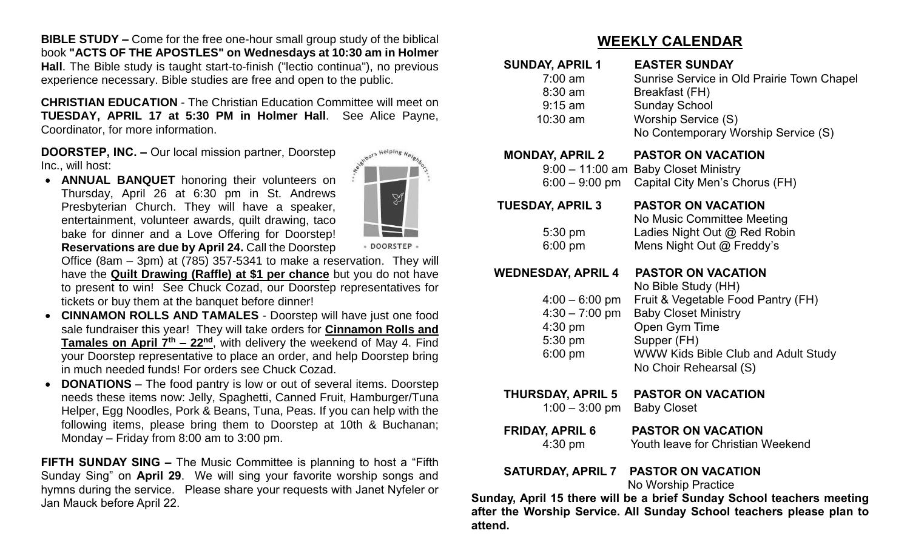**BIBLE STUDY –** Come for the free one-hour small group study of the biblical book **"ACTS OF THE APOSTLES" on Wednesdays at 10:30 am in Holmer Hall**. The Bible study is taught start-to-finish ("lectio continua"), no previous experience necessary. Bible studies are free and open to the public.

**CHRISTIAN EDUCATION** - The Christian Education Committee will meet on **TUESDAY, APRIL 17 at 5:30 PM in Holmer Hall**. See Alice Payne, Coordinator, for more information.

**DOORSTEP, INC. –** Our local mission partner, Doorstep Inc., will host:

- **ANNUAL BANQUET** honoring their volunteers on Thursday, April 26 at 6:30 pm in St. Andrews Presbyterian Church. They will have a speaker, entertainment, volunteer awards, quilt drawing, taco bake for dinner and a Love Offering for Doorstep! **Reservations are due by April 24.** Call the Doorstep Office (8am – 3pm) at (785) 357-5341 to make a reservation. They will have the **Quilt Drawing (Raffle) at $1 per chance** but you do not have to present to win! See Chuck Cozad, our Doorstep representatives for tickets or buy them at the banquet before dinner!
- **CINNAMON ROLLS AND TAMALES** - Doorstep will have just one food sale fundraiser this year! They will take orders for **Cinnamon Rolls and Tamales on April 7th – 22nd**, with delivery the weekend of May 4. Find your Doorstep representative to place an order, and help Doorstep bring in much needed funds! For orders see Chuck Cozad.
- **DONATIONS** – The food pantry is low or out of several items. Doorstep needs these items now: Jelly, Spaghetti, Canned Fruit, Hamburger/Tuna Helper, Egg Noodles, Pork & Beans, Tuna, Peas. If you can help with the following items, please bring them to Doorstep at 10th & Buchanan; Monday – Friday from 8:00 am to 3:00 pm.

**FIFTH SUNDAY SING –** The Music Committee is planning to host a "Fifth Sunday Sing" on **April 29**. We will sing your favorite worship songs and hymns during the service. Please share your requests with Janet Nyfeler or Jan Mauck before April 22.

## WEEKLY CALENDAR

**SUNDAY, APRIL 1 — EASTER SUNDAY**

| | |
|---|---|
| 7:00 am | Sunrise Service in Old Prairie Town Chapel |
| 8:30 am | Breakfast (FH) |
| 9:15 am | Sunday School |
| 10:30 am | Worship Service (S) |
| | No Contemporary Worship Service (S) |

**MONDAY, APRIL 2 — PASTOR ON VACATION**

| | |
|---|---|
| 9:00 – 11:00 am | Baby Closet Ministry |
| 6:00 – 9:00 pm | Capital City Men's Chorus (FH) |

**TUESDAY, APRIL 3 — PASTOR ON VACATION**

| | |
|---|---|
| | No Music Committee Meeting |
| 5:30 pm | Ladies Night Out @ Red Robin |
| 6:00 pm | Mens Night Out @ Freddy's |

**WEDNESDAY, APRIL 4 — PASTOR ON VACATION**

| | |
|---|---|
| | No Bible Study (HH) |
| 4:00 – 6:00 pm | Fruit & Vegetable Food Pantry (FH) |
| 4:30 – 7:00 pm | Baby Closet Ministry |
| 4:30 pm | Open Gym Time |
| 5:30 pm | Supper (FH) |
| 6:00 pm | WWW Kids Bible Club and Adult Study |
| | No Choir Rehearsal (S) |

**THURSDAY, APRIL 5 — PASTOR ON VACATION**

| | |
|---|---|
| 1:00 – 3:00 pm | Baby Closet |

**FRIDAY, APRIL 6 — PASTOR ON VACATION**

| | |
|---|---|
| 4:30 pm | Youth leave for Christian Weekend |

**SATURDAY, APRIL 7 — PASTOR ON VACATION**

No Worship Practice

**Sunday, April 15 there will be a brief Sunday School teachers meeting after the Worship Service. All Sunday School teachers please plan to attend.**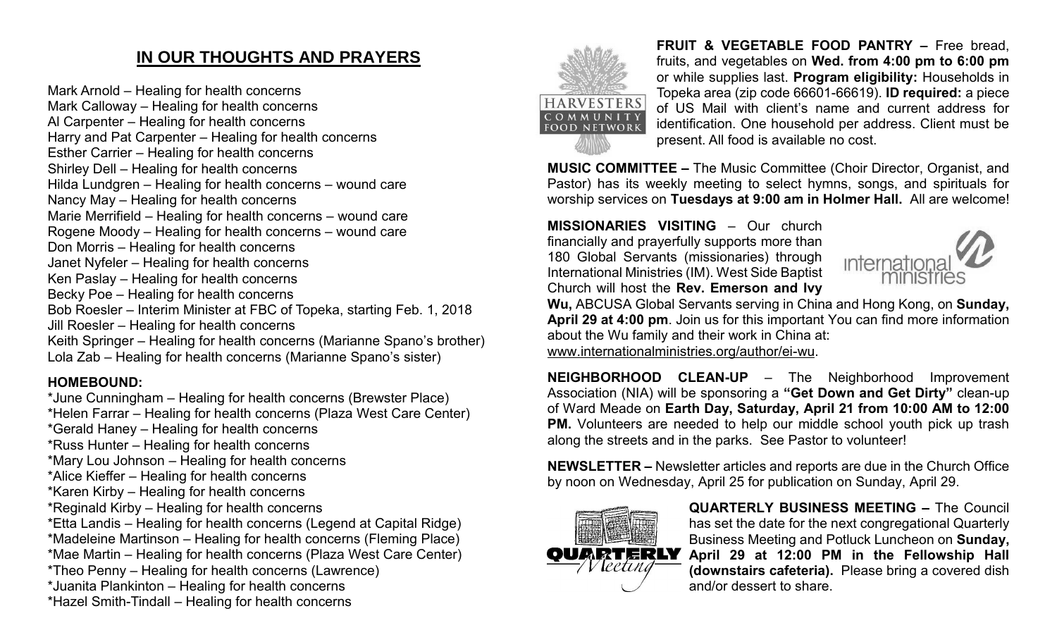## IN OUR THOUGHTS AND PRAYERS

Mark Arnold – Healing for health concerns
Mark Calloway – Healing for health concerns
Al Carpenter – Healing for health concerns
Harry and Pat Carpenter – Healing for health concerns
Esther Carrier – Healing for health concerns
Shirley Dell – Healing for health concerns
Hilda Lundgren – Healing for health concerns – wound care
Nancy May – Healing for health concerns
Marie Merrifield – Healing for health concerns – wound care
Rogene Moody – Healing for health concerns – wound care
Don Morris – Healing for health concerns
Janet Nyfeler – Healing for health concerns
Ken Paslay – Healing for health concerns
Becky Poe – Healing for health concerns
Bob Roesler – Interim Minister at FBC of Topeka, starting Feb. 1, 2018
Jill Roesler – Healing for health concerns
Keith Springer – Healing for health concerns (Marianne Spano's brother)
Lola Zab – Healing for health concerns (Marianne Spano's sister)

### HOMEBOUND:

*June Cunningham – Healing for health concerns (Brewster Place)
*Helen Farrar – Healing for health concerns (Plaza West Care Center)
*Gerald Haney – Healing for health concerns
*Russ Hunter – Healing for health concerns
*Mary Lou Johnson – Healing for health concerns
*Alice Kieffer – Healing for health concerns
*Karen Kirby – Healing for health concerns
*Reginald Kirby – Healing for health concerns
*Etta Landis – Healing for health concerns (Legend at Capital Ridge)
*Madeleine Martinson – Healing for health concerns (Fleming Place)
*Mae Martin – Healing for health concerns (Plaza West Care Center)
*Theo Penny – Healing for health concerns (Lawrence)
*Juanita Plankinton – Healing for health concerns
*Hazel Smith-Tindall – Healing for health concerns

**FRUIT & VEGETABLE FOOD PANTRY –** Free bread, fruits, and vegetables on **Wed. from 4:00 pm to 6:00 pm** or while supplies last. **Program eligibility:** Households in Topeka area (zip code 66601-66619). **ID required:** a piece of US Mail with client's name and current address for identification. One household per address. Client must be present. All food is available no cost.

**MUSIC COMMITTEE –** The Music Committee (Choir Director, Organist, and Pastor) has its weekly meeting to select hymns, songs, and spirituals for worship services on **Tuesdays at 9:00 am in Holmer Hall.** All are welcome!

**MISSIONARIES VISITING** – Our church financially and prayerfully supports more than 180 Global Servants (missionaries) through International Ministries (IM). West Side Baptist Church will host the **Rev. Emerson and Ivy Wu,** ABCUSA Global Servants serving in China and Hong Kong, on **Sunday, April 29 at 4:00 pm**. Join us for this important You can find more information about the Wu family and their work in China at: www.internationalministries.org/author/ei-wu.

**NEIGHBORHOOD CLEAN-UP** – The Neighborhood Improvement Association (NIA) will be sponsoring a **"Get Down and Get Dirty"** clean-up of Ward Meade on **Earth Day, Saturday, April 21 from 10:00 AM to 12:00 PM.** Volunteers are needed to help our middle school youth pick up trash along the streets and in the parks. See Pastor to volunteer!

**NEWSLETTER –** Newsletter articles and reports are due in the Church Office by noon on Wednesday, April 25 for publication on Sunday, April 29.

**QUARTERLY BUSINESS MEETING –** The Council has set the date for the next congregational Quarterly Business Meeting and Potluck Luncheon on **Sunday, April 29 at 12:00 PM in the Fellowship Hall (downstairs cafeteria).** Please bring a covered dish and/or dessert to share.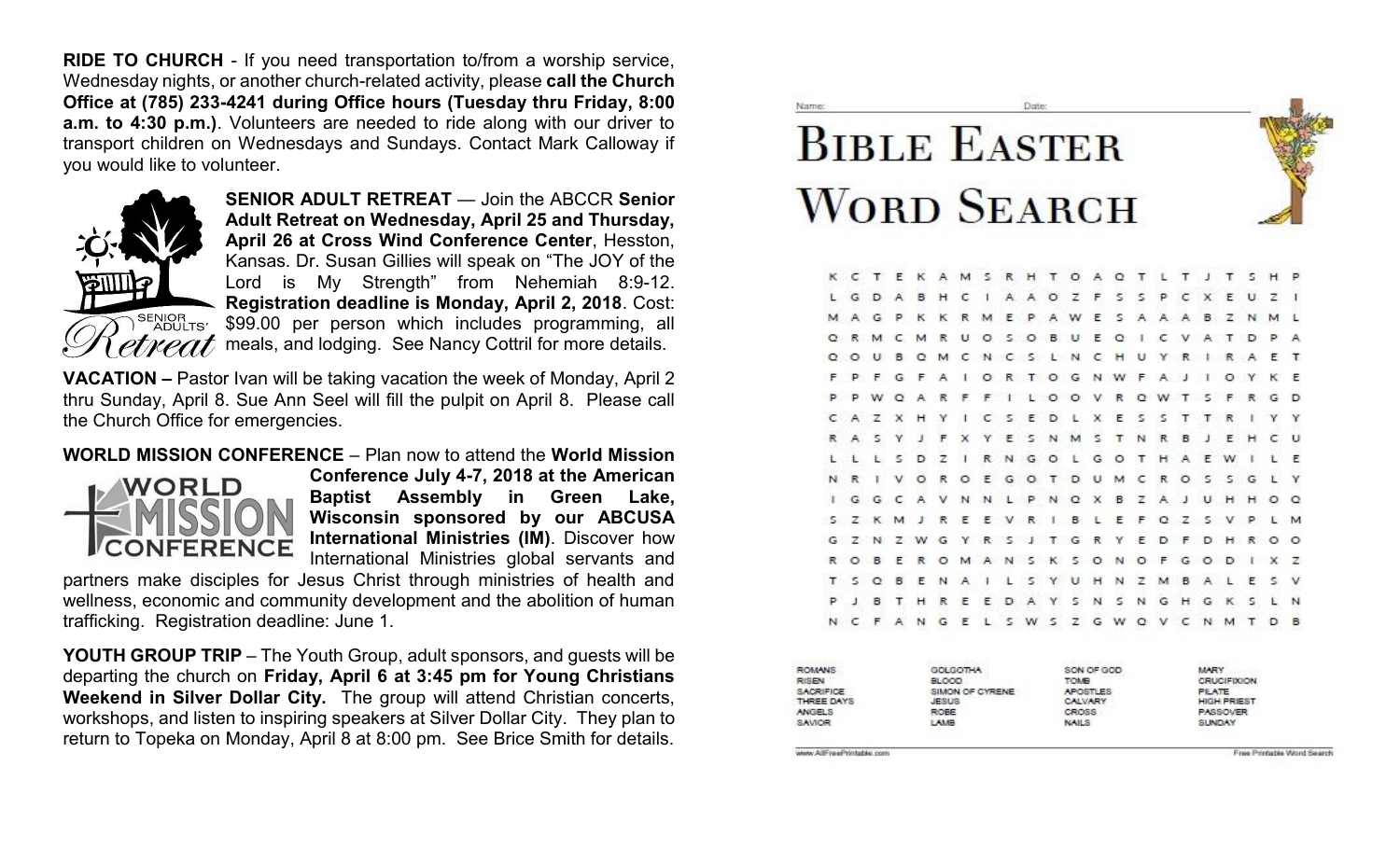**RIDE TO CHURCH** - If you need transportation to/from a worship service, Wednesday nights, or another church-related activity, please **call the Church Office at (785) 233-4241 during Office hours (Tuesday thru Friday, 8:00 a.m. to 4:30 p.m.)**. Volunteers are needed to ride along with our driver to transport children on Wednesdays and Sundays. Contact Mark Calloway if you would like to volunteer.

**SENIOR ADULT RETREAT** — Join the ABCCR **Senior Adult Retreat on Wednesday, April 25 and Thursday, April 26 at Cross Wind Conference Center**, Hesston, Kansas. Dr. Susan Gillies will speak on "The JOY of the Lord is My Strength" from Nehemiah 8:9-12. **Registration deadline is Monday, April 2, 2018**. Cost: $99.00 per person which includes programming, all meals, and lodging. See Nancy Cottril for more details.

**VACATION –** Pastor Ivan will be taking vacation the week of Monday, April 2 thru Sunday, April 8. Sue Ann Seel will fill the pulpit on April 8. Please call the Church Office for emergencies.

**WORLD MISSION CONFERENCE** – Plan now to attend the **World Mission Conference July 4-7, 2018 at the American Baptist Assembly in Green Lake, Wisconsin sponsored by our ABCUSA International Ministries (IM)**. Discover how International Ministries global servants and partners make disciples for Jesus Christ through ministries of health and wellness, economic and community development and the abolition of human trafficking. Registration deadline: June 1.

**YOUTH GROUP TRIP** – The Youth Group, adult sponsors, and guests will be departing the church on **Friday, April 6 at 3:45 pm for Young Christians Weekend in Silver Dollar City.** The group will attend Christian concerts, workshops, and listen to inspiring speakers at Silver Dollar City. They plan to return to Topeka on Monday, April 8 at 8:00 pm. See Brice Smith for details.

Name: Date:

# Bible Easter Word Search

```
K C T E K A M S R H T O A Q T L T J T S H P
L G D A B H C I A A O Z F S S P C X E U Z I
M A G P K K R M E P A W E S A A A B Z N M L
Q R M C M R U O S O B U E Q I C V A T D P A
O O U B Q M C N C S L N C H U Y R I R A E T
F P F G F A I O R T O G N W F A J I O Y K E
P P W Q A R F F I L O O V R Q W T S F R G D
C A Z X H Y I C S E D L X E S S T T R I Y Y
R A S Y J F X Y E S N M S T N R B J E H C U
L L L S D Z I R N G O L G O T H A E W I L E
N R I V O R O E G O T D U M C R O S S G L Y
I G G C A V N N L P N Q X B Z A J U H H O Q
S Z K M J R E E V R I B L E F Q Z S V P L M
G Z N Z W G Y R S J T G R Y E D F D H R O O
R O B E R O M A N S K S O N O F G O D I X Z
T S Q B E N A I L S Y U H N Z M B A L E S V
P J B T H R E E D A Y S N S N G H G K S L N
N C F A N G E L S W S Z G W Q V C N M T D B
```

ROMANS
RISEN
SACRIFICE
THREE DAYS
ANGELS
SAVIOR

GOLGOTHA
BLOOD
SIMON OF CYRENE
JESUS
ROBE
LAMB

SON OF GOD
TOMB
APOSTLES
CALVARY
CROSS
NAILS

MARY
CRUCIFIXION
PILATE
HIGH PRIEST
PASSOVER
SUNDAY

www.AllFreePrintable.com Free Printable Word Search